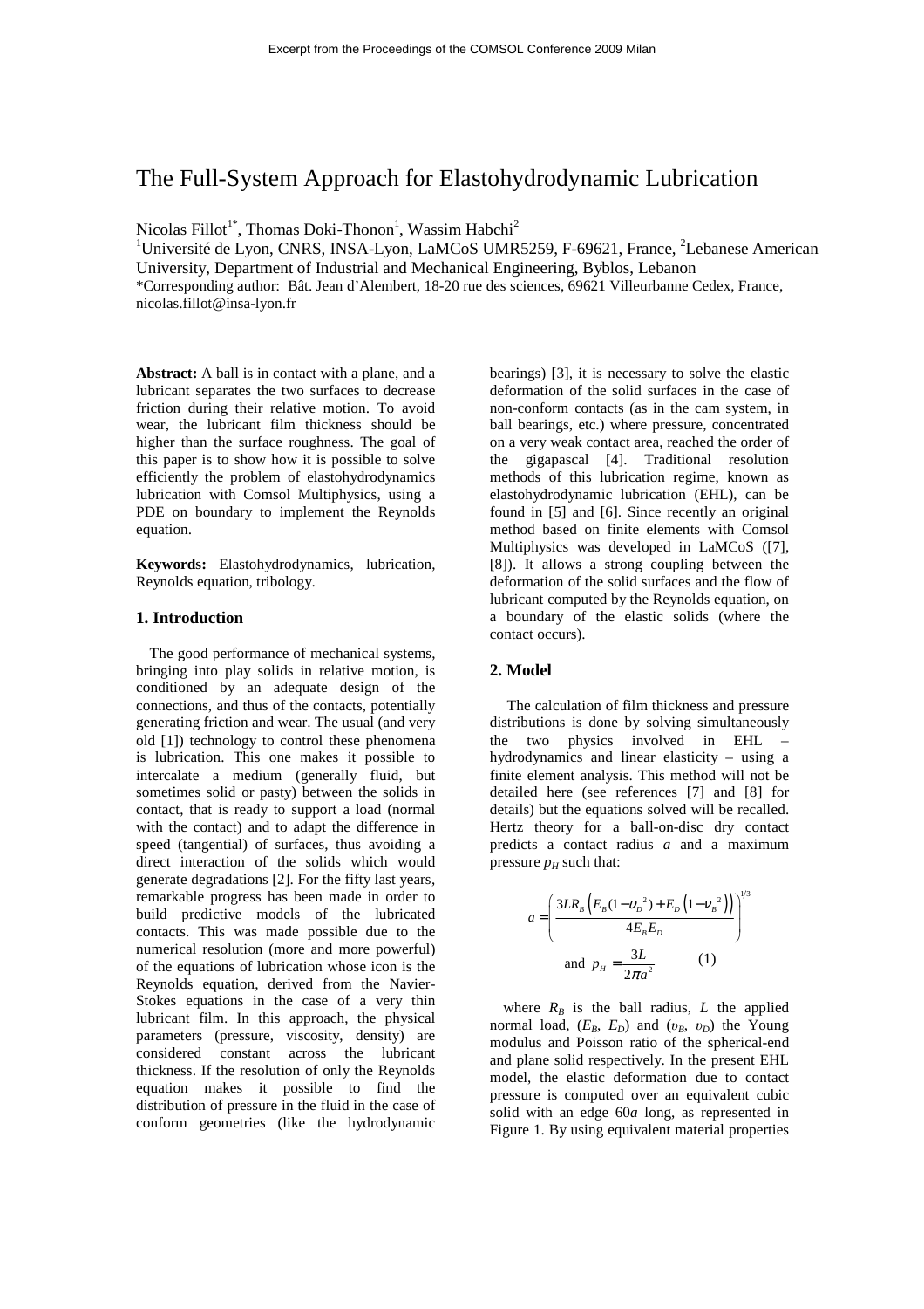# The Full-System Approach for Elastohydrodynamic Lubrication

Nicolas Fillot[1*], Thomas Doki-Thonon[1], Wassim Habchi[2]

[1]Université de Lyon, CNRS, INSA-Lyon, LaMCoS UMR5259, F-69621, France, [2]Lebanese American University, Department of Industrial and Mechanical Engineering, Byblos, Lebanon

*Corresponding author: Bât. Jean d'Alembert, 18-20 rue des sciences, 69621 Villeurbanne Cedex, France, nicolas.fillot@insa-lyon.fr

**Abstract:** A ball is in contact with a plane, and a lubricant separates the two surfaces to decrease friction during their relative motion. To avoid wear, the lubricant film thickness should be higher than the surface roughness. The goal of this paper is to show how it is possible to solve efficiently the problem of elastohydrodynamics lubrication with Comsol Multiphysics, using a PDE on boundary to implement the Reynolds equation.

**Keywords:** Elastohydrodynamics, lubrication, Reynolds equation, tribology.

## 1. Introduction

The good performance of mechanical systems, bringing into play solids in relative motion, is conditioned by an adequate design of the connections, and thus of the contacts, potentially generating friction and wear. The usual (and very old [1]) technology to control these phenomena is lubrication. This one makes it possible to intercalate a medium (generally fluid, but sometimes solid or pasty) between the solids in contact, that is ready to support a load (normal with the contact) and to adapt the difference in speed (tangential) of surfaces, thus avoiding a direct interaction of the solids which would generate degradations [2]. For the fifty last years, remarkable progress has been made in order to build predictive models of the lubricated contacts. This was made possible due to the numerical resolution (more and more powerful) of the equations of lubrication whose icon is the Reynolds equation, derived from the Navier-Stokes equations in the case of a very thin lubricant film. In this approach, the physical parameters (pressure, viscosity, density) are considered constant across the lubricant thickness. If the resolution of only the Reynolds equation makes it possible to find the distribution of pressure in the fluid in the case of conform geometries (like the hydrodynamic bearings) [3], it is necessary to solve the elastic deformation of the solid surfaces in the case of non-conform contacts (as in the cam system, in ball bearings, etc.) where pressure, concentrated on a very weak contact area, reached the order of the gigapascal [4]. Traditional resolution methods of this lubrication regime, known as elastohydrodynamic lubrication (EHL), can be found in [5] and [6]. Since recently an original method based on finite elements with Comsol Multiphysics was developed in LaMCoS ([7], [8]). It allows a strong coupling between the deformation of the solid surfaces and the flow of lubricant computed by the Reynolds equation, on a boundary of the elastic solids (where the contact occurs).

## 2. Model

The calculation of film thickness and pressure distributions is done by solving simultaneously the two physics involved in EHL – hydrodynamics and linear elasticity – using a finite element analysis. This method will not be detailed here (see references [7] and [8] for details) but the equations solved will be recalled. Hertz theory for a ball-on-disc dry contact predicts a contact radius $a$ and a maximum pressure $p_H$ such that:

$$a = \left( \frac{3LR_B\left(E_B(1-\upsilon_D{}^2) + E_D\left(1-\upsilon_B{}^2\right)\right)}{4E_B E_D} \right)^{1/3}$$

$$\text{and } \; p_H = \frac{3L}{2\pi a^2} \qquad (1)$$

where $R_B$ is the ball radius, $L$ the applied normal load, ($E_B$, $E_D$) and ($\upsilon_B$, $\upsilon_D$) the Young modulus and Poisson ratio of the spherical-end and plane solid respectively. In the present EHL model, the elastic deformation due to contact pressure is computed over an equivalent cubic solid with an edge $60a$ long, as represented in Figure 1. By using equivalent material properties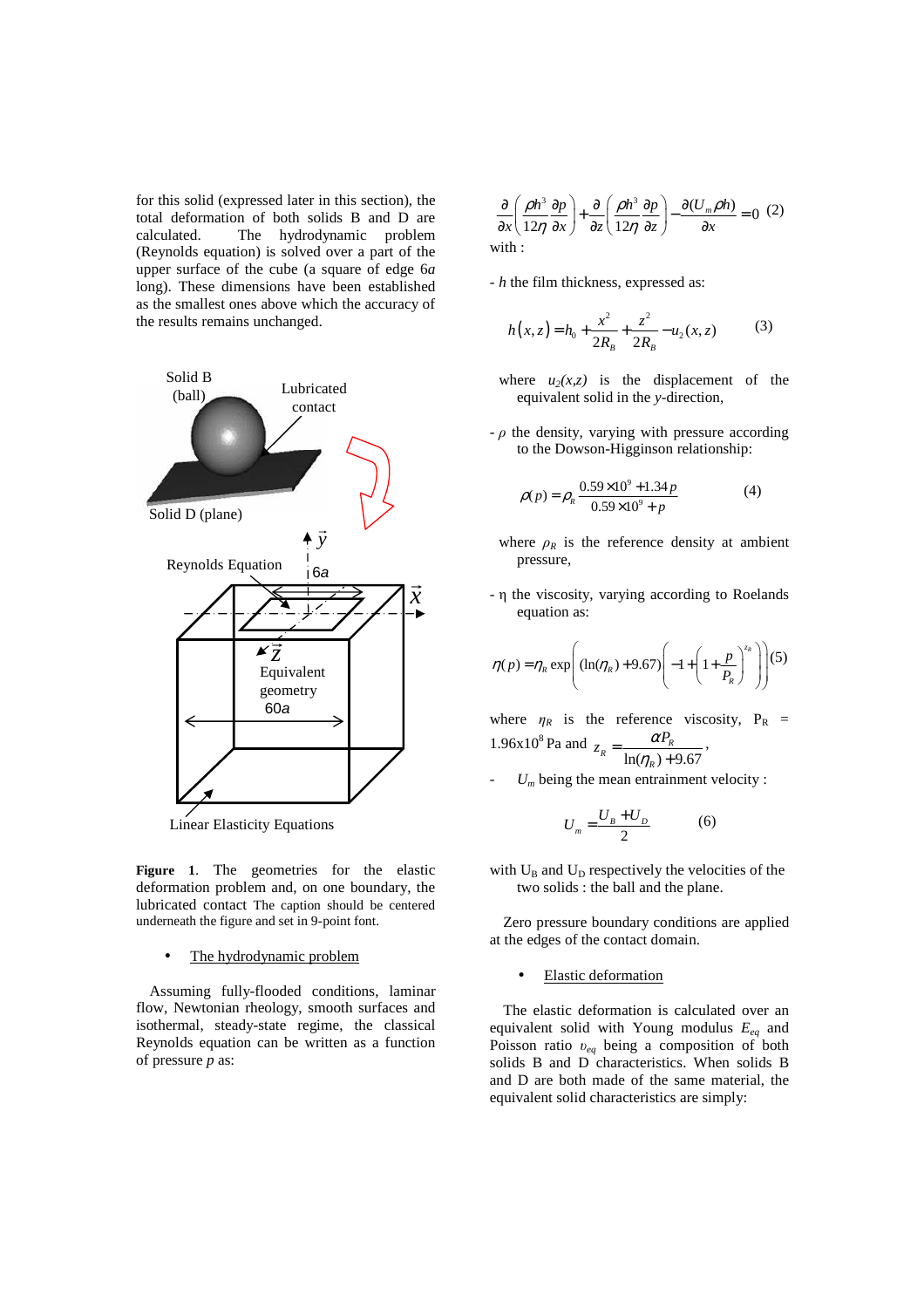for this solid (expressed later in this section), the total deformation of both solids B and D are calculated. The hydrodynamic problem (Reynolds equation) is solved over a part of the upper surface of the cube (a square of edge 6*a* long). These dimensions have been established as the smallest ones above which the accuracy of the results remains unchanged.

**Figure 1**. The geometries for the elastic deformation problem and, on one boundary, the lubricated contact The caption should be centered underneath the figure and set in 9-point font.

- The hydrodynamic problem

Assuming fully-flooded conditions, laminar flow, Newtonian rheology, smooth surfaces and isothermal, steady-state regime, the classical Reynolds equation can be written as a function of pressure *p* as:

$$\frac{\partial}{\partial x}\left(\frac{\rho h^3}{12\eta}\frac{\partial p}{\partial x}\right)+\frac{\partial}{\partial z}\left(\frac{\rho h^3}{12\eta}\frac{\partial p}{\partial z}\right)-\frac{\partial (U_m \rho h)}{\partial x}=0 \quad (2)$$

with :

- $h$ the film thickness, expressed as:

$$h(x,z)=h_0+\frac{x^2}{2R_B}+\frac{z^2}{2R_B}-u_2(x,z) \quad (3)$$

where $u_2(x,z)$ is the displacement of the equivalent solid in the *y*-direction,

- $\rho$ the density, varying with pressure according to the Dowson-Higginson relationship:

$$\rho(p)=\rho_R\frac{0.59\times10^9+1.34\,p}{0.59\times10^9+p} \quad (4)$$

where $\rho_R$ is the reference density at ambient pressure,

- η the viscosity, varying according to Roelands equation as:

$$\eta(p)=\eta_R\exp\left((\ln(\eta_R)+9.67)\left(-1+\left(1+\frac{p}{P_R}\right)^{z_R}\right)\right) \quad (5)$$

where $\eta_R$ is the reference viscosity, $P_R$ = 1.96x10[8] Pa and $z_R=\dfrac{\alpha P_R}{\ln(\eta_R)+9.67}$,

- $U_m$ being the mean entrainment velocity :

$$U_m=\frac{U_B+U_D}{2} \quad (6)$$

with $U_B$ and $U_D$ respectively the velocities of the two solids : the ball and the plane.

Zero pressure boundary conditions are applied at the edges of the contact domain.

- Elastic deformation

The elastic deformation is calculated over an equivalent solid with Young modulus $E_{eq}$ and Poisson ratio $\upsilon_{eq}$ being a composition of both solids B and D characteristics. When solids B and D are both made of the same material, the equivalent solid characteristics are simply: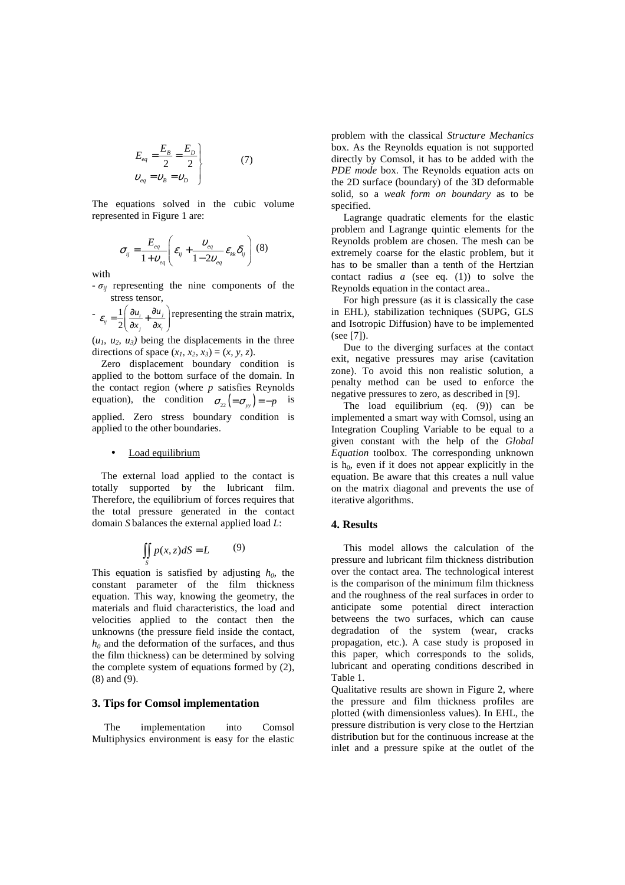$$\left.\begin{array}{l} E_{eq} = \dfrac{E_B}{2} = \dfrac{E_D}{2} \\ \upsilon_{eq} = \upsilon_B = \upsilon_D \end{array}\right\} \qquad (7)$$

The equations solved in the cubic volume represented in Figure 1 are:

$$\sigma_{ij} = \frac{E_{eq}}{1+\upsilon_{eq}}\left(\varepsilon_{ij} + \frac{\upsilon_{eq}}{1-2\upsilon_{eq}}\varepsilon_{kk}\delta_{ij}\right) \quad (8)$$

with

- $\sigma_{ij}$ representing the nine components of the stress tensor,
- $\varepsilon_{ij} = \frac{1}{2}\left(\frac{\partial u_i}{\partial x_j} + \frac{\partial u_j}{\partial x_i}\right)$ representing the strain matrix,

$(u_1, u_2, u_3)$ being the displacements in the three directions of space $(x_1, x_2, x_3) = (x, y, z)$.

Zero displacement boundary condition is applied to the bottom surface of the domain. In the contact region (where $p$ satisfies Reynolds equation), the condition $\sigma_{22}\left(=\sigma_{yy}\right) = -p$ is applied. Zero stress boundary condition is applied to the other boundaries.

- Load equilibrium

The external load applied to the contact is totally supported by the lubricant film. Therefore, the equilibrium of forces requires that the total pressure generated in the contact domain *S* balances the external applied load *L*:

$$\iint_S p(x,z)dS = L \qquad (9)$$

This equation is satisfied by adjusting $h_0$, the constant parameter of the film thickness equation. This way, knowing the geometry, the materials and fluid characteristics, the load and velocities applied to the contact then the unknowns (the pressure field inside the contact, $h_0$ and the deformation of the surfaces, and thus the film thickness) can be determined by solving the complete system of equations formed by (2), (8) and (9).

## 3. Tips for Comsol implementation

The implementation into Comsol Multiphysics environment is easy for the elastic problem with the classical *Structure Mechanics* box. As the Reynolds equation is not supported directly by Comsol, it has to be added with the *PDE mode* box. The Reynolds equation acts on the 2D surface (boundary) of the 3D deformable solid, so a *weak form on boundary* as to be specified.

Lagrange quadratic elements for the elastic problem and Lagrange quintic elements for the Reynolds problem are chosen. The mesh can be extremely coarse for the elastic problem, but it has to be smaller than a tenth of the Hertzian contact radius *a* (see eq. (1)) to solve the Reynolds equation in the contact area..

For high pressure (as it is classically the case in EHL), stabilization techniques (SUPG, GLS and Isotropic Diffusion) have to be implemented (see [7]).

Due to the diverging surfaces at the contact exit, negative pressures may arise (cavitation zone). To avoid this non realistic solution, a penalty method can be used to enforce the negative pressures to zero, as described in [9].

The load equilibrium (eq. (9)) can be implemented a smart way with Comsol, using an Integration Coupling Variable to be equal to a given constant with the help of the *Global Equation* toolbox. The corresponding unknown is $h_0$, even if it does not appear explicitly in the equation. Be aware that this creates a null value on the matrix diagonal and prevents the use of iterative algorithms.

## 4. Results

This model allows the calculation of the pressure and lubricant film thickness distribution over the contact area. The technological interest is the comparison of the minimum film thickness and the roughness of the real surfaces in order to anticipate some potential direct interaction betweens the two surfaces, which can cause degradation of the system (wear, cracks propagation, etc.). A case study is proposed in this paper, which corresponds to the solids, lubricant and operating conditions described in Table 1.

Qualitative results are shown in Figure 2, where the pressure and film thickness profiles are plotted (with dimensionless values). In EHL, the pressure distribution is very close to the Hertzian distribution but for the continuous increase at the inlet and a pressure spike at the outlet of the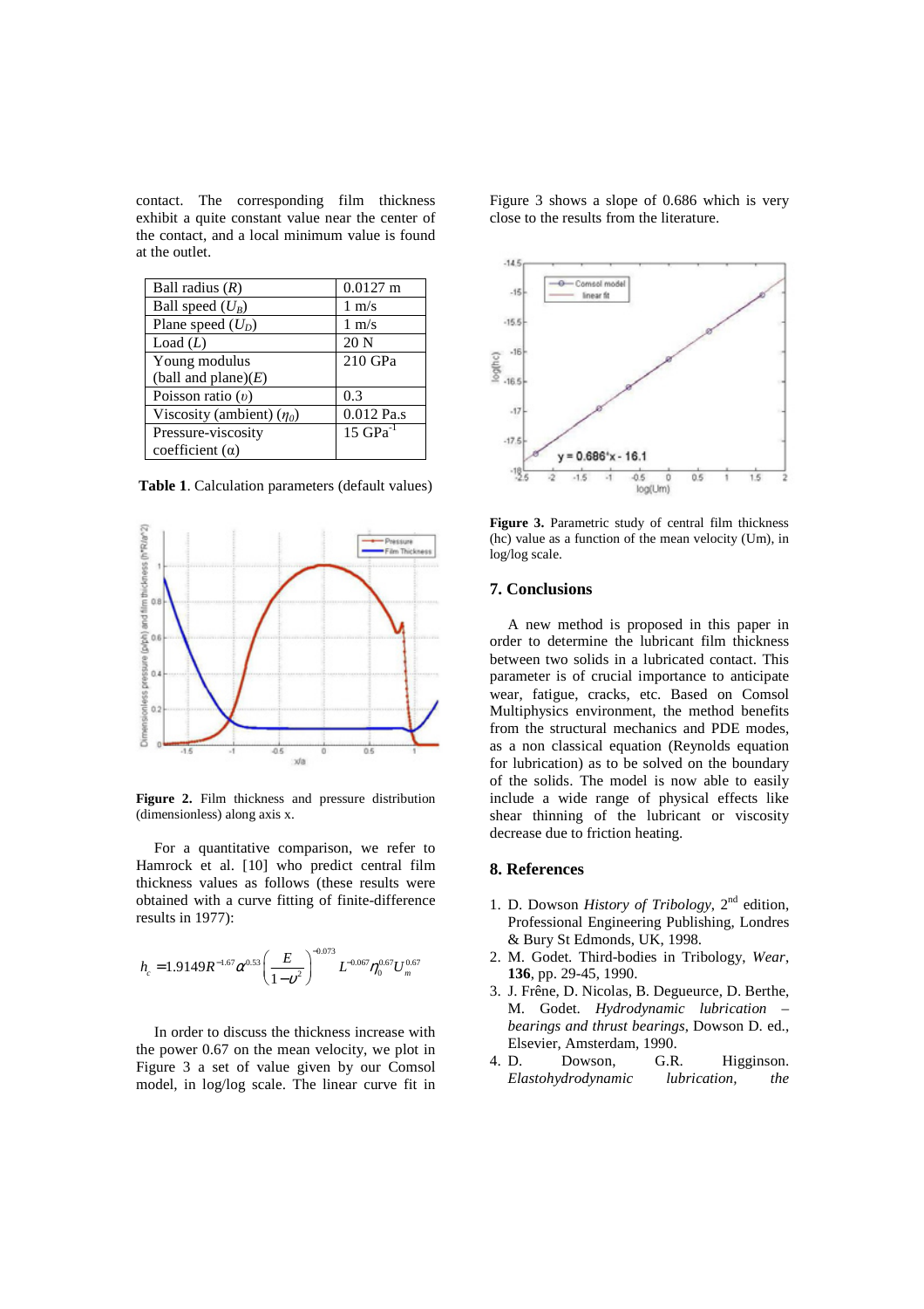contact. The corresponding film thickness exhibit a quite constant value near the center of the contact, and a local minimum value is found at the outlet.

| Parameter | Value |
| --- | --- |
| Ball radius ($R$) | 0.0127 m |
| Ball speed ($U_B$) | 1 m/s |
| Plane speed ($U_D$) | 1 m/s |
| Load ($L$) | 20 N |
| Young modulus (ball and plane)($E$) | 210 GPa |
| Poisson ratio ($\upsilon$) | 0.3 |
| Viscosity (ambient) ($\eta_0$) | 0.012 Pa.s |
| Pressure-viscosity coefficient ($\alpha$) | 15 GPa$^{-1}$ |

**Table 1**. Calculation parameters (default values)

**Figure 2.** Film thickness and pressure distribution (dimensionless) along axis x.

For a quantitative comparison, we refer to Hamrock et al. [10] who predict central film thickness values as follows (these results were obtained with a curve fitting of finite-difference results in 1977):

$$h_c = 1.9149 R^{-1.67} \alpha^{0.53} \left(\frac{E}{1-\upsilon^2}\right)^{-0.073} L^{-0.067} \eta_0^{0.67} U_m^{0.67}$$

In order to discuss the thickness increase with the power 0.67 on the mean velocity, we plot in Figure 3 a set of value given by our Comsol model, in log/log scale. The linear curve fit in Figure 3 shows a slope of 0.686 which is very close to the results from the literature.

**Figure 3.** Parametric study of central film thickness (hc) value as a function of the mean velocity (Um), in log/log scale.

## 7. Conclusions

A new method is proposed in this paper in order to determine the lubricant film thickness between two solids in a lubricated contact. This parameter is of crucial importance to anticipate wear, fatigue, cracks, etc. Based on Comsol Multiphysics environment, the method benefits from the structural mechanics and PDE modes, as a non classical equation (Reynolds equation for lubrication) as to be solved on the boundary of the solids. The model is now able to easily include a wide range of physical effects like shear thinning of the lubricant or viscosity decrease due to friction heating.

## 8. References

1. D. Dowson *History of Tribology*, 2[nd] edition, Professional Engineering Publishing, Londres & Bury St Edmonds, UK, 1998.
2. M. Godet. Third-bodies in Tribology, *Wear*, **136**, pp. 29-45, 1990.
3. J. Frêne, D. Nicolas, B. Degueurce, D. Berthe, M. Godet. *Hydrodynamic lubrication – bearings and thrust bearings*, Dowson D. ed., Elsevier, Amsterdam, 1990.
4. D. Dowson, G.R. Higginson. *Elastohydrodynamic lubrication, the*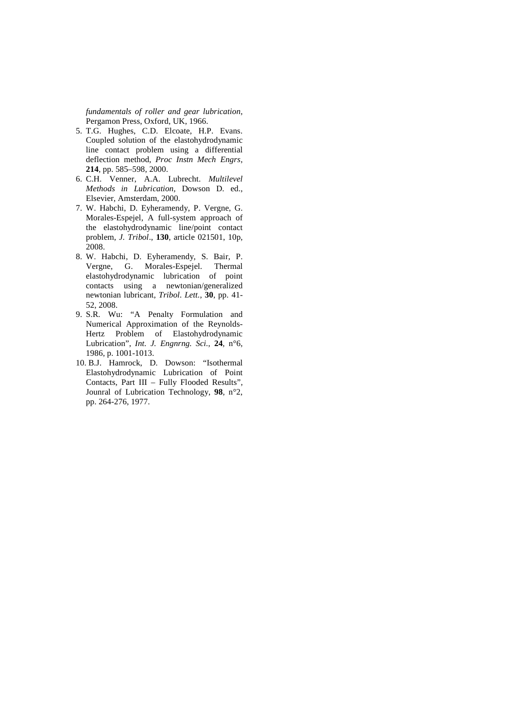*fundamentals of roller and gear lubrication*, Pergamon Press, Oxford, UK, 1966.

5. T.G. Hughes, C.D. Elcoate, H.P. Evans. Coupled solution of the elastohydrodynamic line contact problem using a differential deflection method, *Proc Instn Mech Engrs*, **214**, pp. 585–598, 2000.
6. C.H. Venner, A.A. Lubrecht. *Multilevel Methods in Lubrication,* Dowson D. ed., Elsevier, Amsterdam, 2000.
7. W. Habchi, D. Eyheramendy, P. Vergne, G. Morales-Espejel, A full-system approach of the elastohydrodynamic line/point contact problem, *J. Tribol*., **130**, article 021501, 10p, 2008.
8. W. Habchi, D. Eyheramendy, S. Bair, P. Vergne, G. Morales-Espejel. Thermal elastohydrodynamic lubrication of point contacts using a newtonian/generalized newtonian lubricant, *Tribol. Lett.*, **30**, pp. 41-52, 2008.
9. S.R. Wu: "A Penalty Formulation and Numerical Approximation of the Reynolds-Hertz Problem of Elastohydrodynamic Lubrication", *Int. J. Engnrng. Sci.*, **24**, n°6, 1986, p. 1001-1013.
10. B.J. Hamrock, D. Dowson: "Isothermal Elastohydrodynamic Lubrication of Point Contacts, Part III – Fully Flooded Results", Jounral of Lubrication Technology, **98**, n°2, pp. 264-276, 1977.